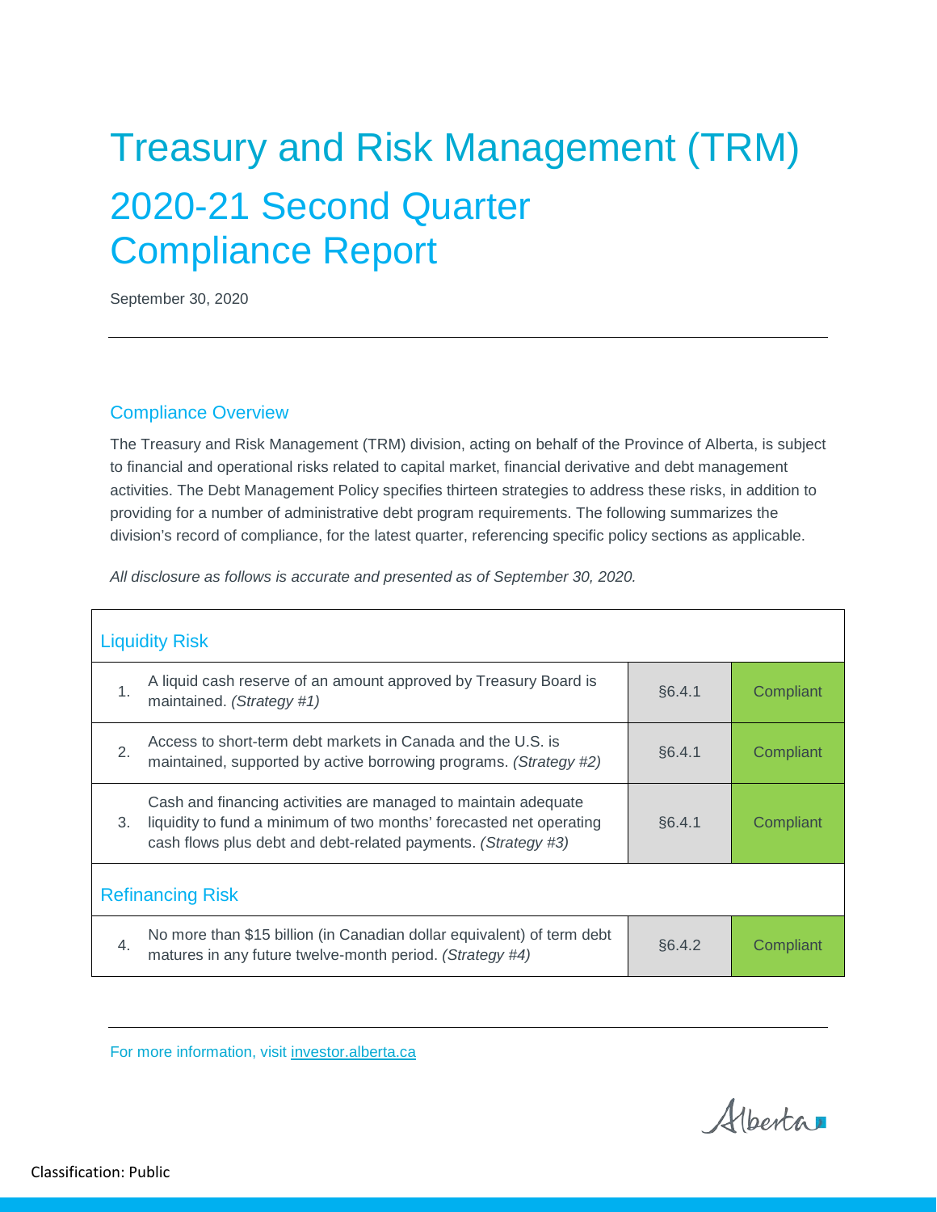# Treasury and Risk Management (TRM)

# 2020-21 Second Quarter Compliance Report

September 30, 2020

## Compliance Overview

The Treasury and Risk Management (TRM) division, acting on behalf of the Province of Alberta, is subject to financial and operational risks related to capital market, financial derivative and debt management activities. The Debt Management Policy specifies thirteen strategies to address these risks, in addition to providing for a number of administrative debt program requirements. The following summarizes the division's record of compliance, for the latest quarter, referencing specific policy sections as applicable.

*All disclosure as follows is accurate and presented as of September 30, 2020.*

| | | | |
|---|---|---|---|
| **Liquidity Risk** | | | |
| 1. | A liquid cash reserve of an amount approved by Treasury Board is maintained. *(Strategy #1)* | §6.4.1 | Compliant |
| 2. | Access to short-term debt markets in Canada and the U.S. is maintained, supported by active borrowing programs. *(Strategy #2)* | §6.4.1 | Compliant |
| 3. | Cash and financing activities are managed to maintain adequate liquidity to fund a minimum of two months' forecasted net operating cash flows plus debt and debt-related payments. *(Strategy #3)* | §6.4.1 | Compliant |
| **Refinancing Risk** | | | |
| 4. | No more than $15 billion (in Canadian dollar equivalent) of term debt matures in any future twelve-month period. *(Strategy #4)* | §6.4.2 | Compliant |

For more information, visit [investor.alberta.ca](investor.alberta.ca)

Classification: Public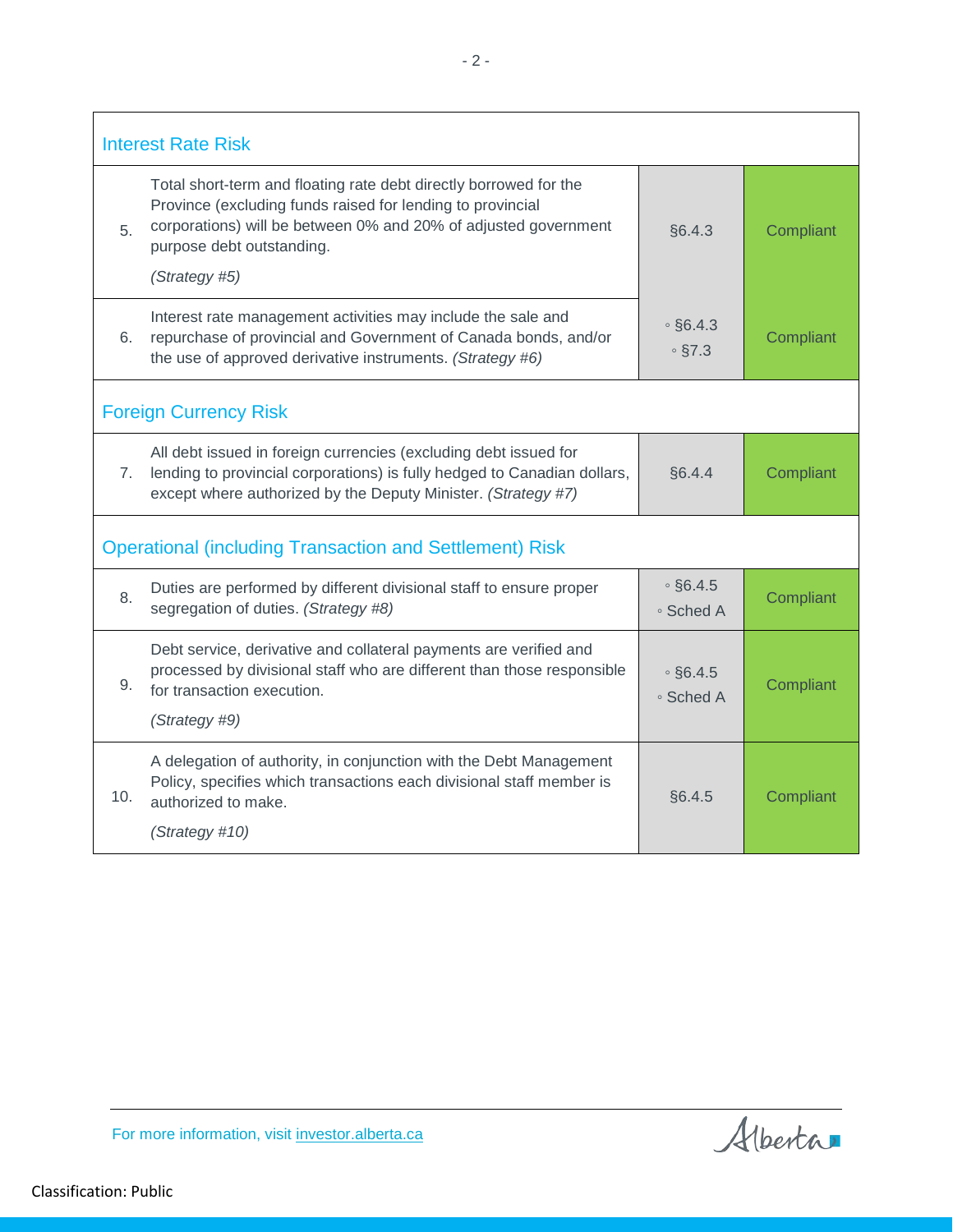| | | | |
|---|---|---|---|
| **Interest Rate Risk** | | | |
| 5. | Total short-term and floating rate debt directly borrowed for the Province (excluding funds raised for lending to provincial corporations) will be between 0% and 20% of adjusted government purpose debt outstanding. *(Strategy #5)* | §6.4.3 | Compliant |
| 6. | Interest rate management activities may include the sale and repurchase of provincial and Government of Canada bonds, and/or the use of approved derivative instruments. *(Strategy #6)* | ◦ §6.4.3 ◦ §7.3 | Compliant |
| **Foreign Currency Risk** | | | |
| 7. | All debt issued in foreign currencies (excluding debt issued for lending to provincial corporations) is fully hedged to Canadian dollars, except where authorized by the Deputy Minister. *(Strategy #7)* | §6.4.4 | Compliant |
| **Operational (including Transaction and Settlement) Risk** | | | |
| 8. | Duties are performed by different divisional staff to ensure proper segregation of duties. *(Strategy #8)* | ◦ §6.4.5 ◦ Sched A | Compliant |
| 9. | Debt service, derivative and collateral payments are verified and processed by divisional staff who are different than those responsible for transaction execution. *(Strategy #9)* | ◦ §6.4.5 ◦ Sched A | Compliant |
| 10. | A delegation of authority, in conjunction with the Debt Management Policy, specifies which transactions each divisional staff member is authorized to make. *(Strategy #10)* | §6.4.5 | Compliant |

For more information, visit [investor.alberta.ca](investor.alberta.ca)

Classification: Public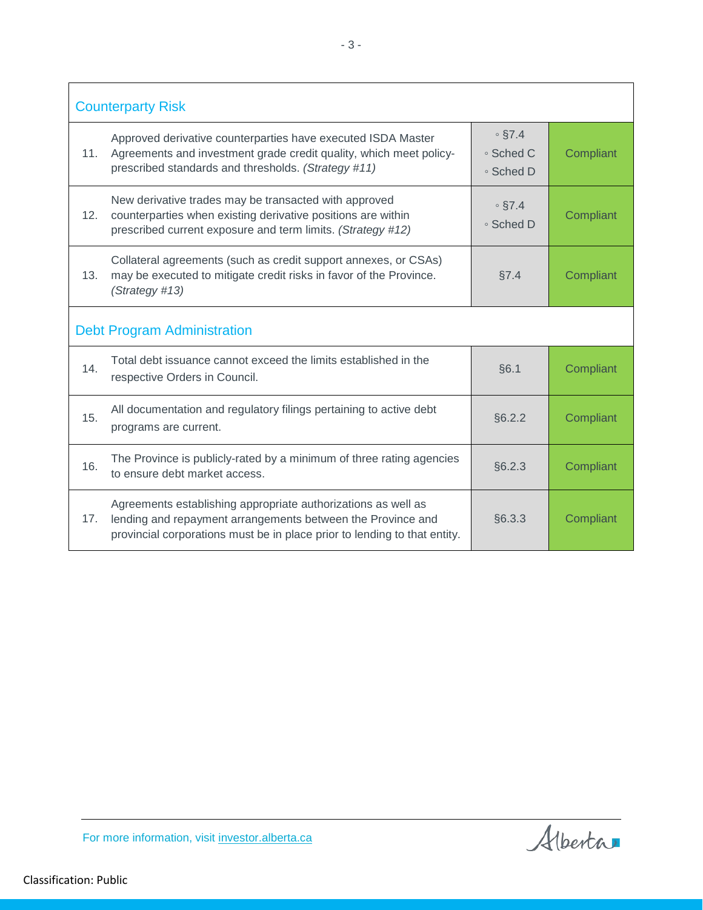| Counterparty Risk | | | |
|---|---|---|---|
| 11. | Approved derivative counterparties have executed ISDA Master Agreements and investment grade credit quality, which meet policy-prescribed standards and thresholds. *(Strategy #11)* | ◦ §7.4<br>◦ Sched C<br>◦ Sched D | Compliant |
| 12. | New derivative trades may be transacted with approved counterparties when existing derivative positions are within prescribed current exposure and term limits. *(Strategy #12)* | ◦ §7.4<br>◦ Sched D | Compliant |
| 13. | Collateral agreements (such as credit support annexes, or CSAs) may be executed to mitigate credit risks in favor of the Province. *(Strategy #13)* | §7.4 | Compliant |
| **Debt Program Administration** | | | |
| 14. | Total debt issuance cannot exceed the limits established in the respective Orders in Council. | §6.1 | Compliant |
| 15. | All documentation and regulatory filings pertaining to active debt programs are current. | §6.2.2 | Compliant |
| 16. | The Province is publicly-rated by a minimum of three rating agencies to ensure debt market access. | §6.2.3 | Compliant |
| 17. | Agreements establishing appropriate authorizations as well as lending and repayment arrangements between the Province and provincial corporations must be in place prior to lending to that entity. | §6.3.3 | Compliant |

For more information, visit investor.alberta.ca

Classification: Public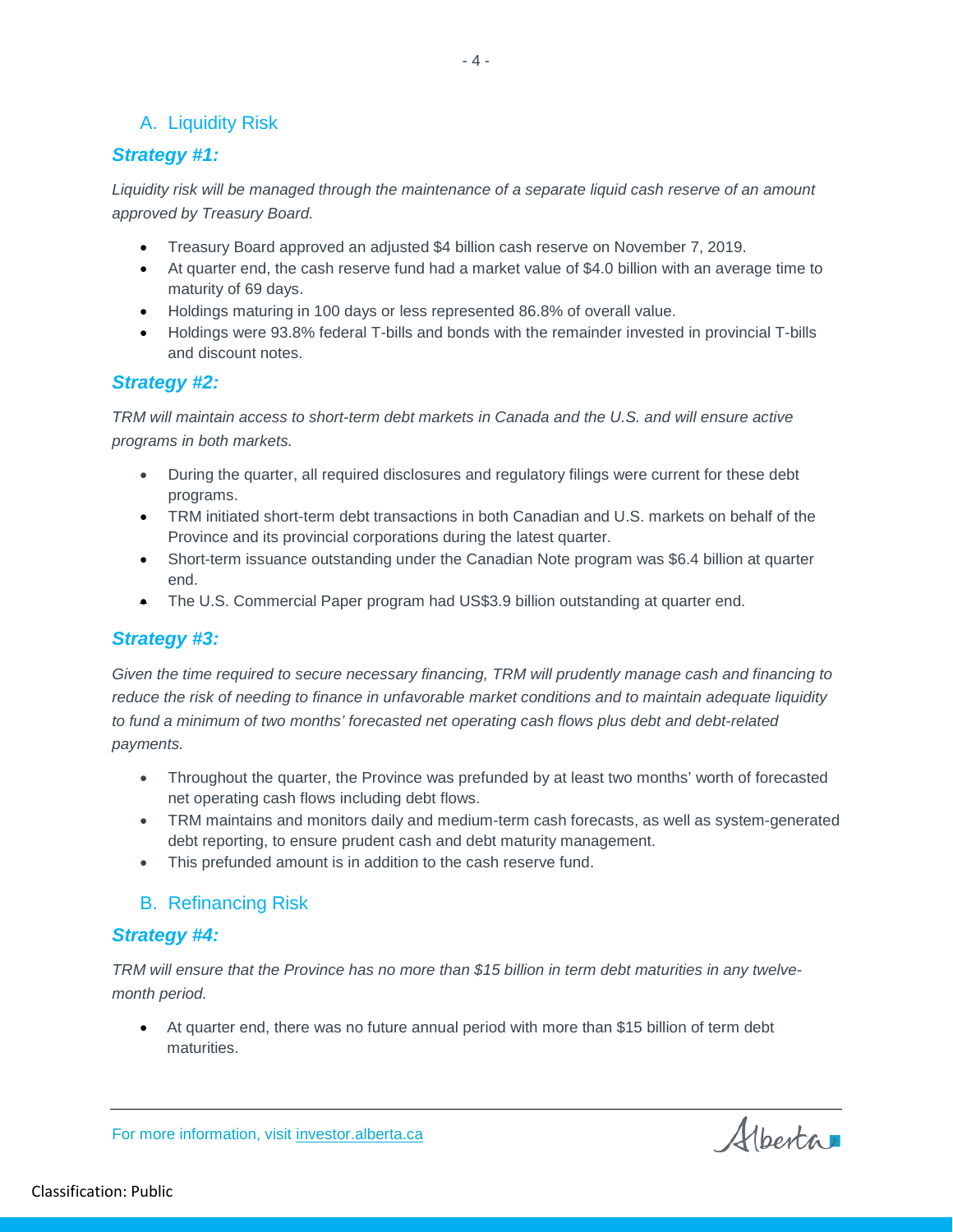## A. Liquidity Risk

### *Strategy #1:*

*Liquidity risk will be managed through the maintenance of a separate liquid cash reserve of an amount approved by Treasury Board.*

- Treasury Board approved an adjusted $4 billion cash reserve on November 7, 2019.
- At quarter end, the cash reserve fund had a market value of $4.0 billion with an average time to maturity of 69 days.
- Holdings maturing in 100 days or less represented 86.8% of overall value.
- Holdings were 93.8% federal T-bills and bonds with the remainder invested in provincial T-bills and discount notes.

### *Strategy #2:*

*TRM will maintain access to short-term debt markets in Canada and the U.S. and will ensure active programs in both markets.*

- During the quarter, all required disclosures and regulatory filings were current for these debt programs.
- TRM initiated short-term debt transactions in both Canadian and U.S. markets on behalf of the Province and its provincial corporations during the latest quarter.
- Short-term issuance outstanding under the Canadian Note program was $6.4 billion at quarter end.
- The U.S. Commercial Paper program had US$3.9 billion outstanding at quarter end.

### *Strategy #3:*

*Given the time required to secure necessary financing, TRM will prudently manage cash and financing to reduce the risk of needing to finance in unfavorable market conditions and to maintain adequate liquidity to fund a minimum of two months' forecasted net operating cash flows plus debt and debt-related payments.*

- Throughout the quarter, the Province was prefunded by at least two months' worth of forecasted net operating cash flows including debt flows.
- TRM maintains and monitors daily and medium-term cash forecasts, as well as system-generated debt reporting, to ensure prudent cash and debt maturity management.
- This prefunded amount is in addition to the cash reserve fund.

## B. Refinancing Risk

### *Strategy #4:*

*TRM will ensure that the Province has no more than $15 billion in term debt maturities in any twelve-month period.*

- At quarter end, there was no future annual period with more than $15 billion of term debt maturities.

For more information, visit [investor.alberta.ca](investor.alberta.ca)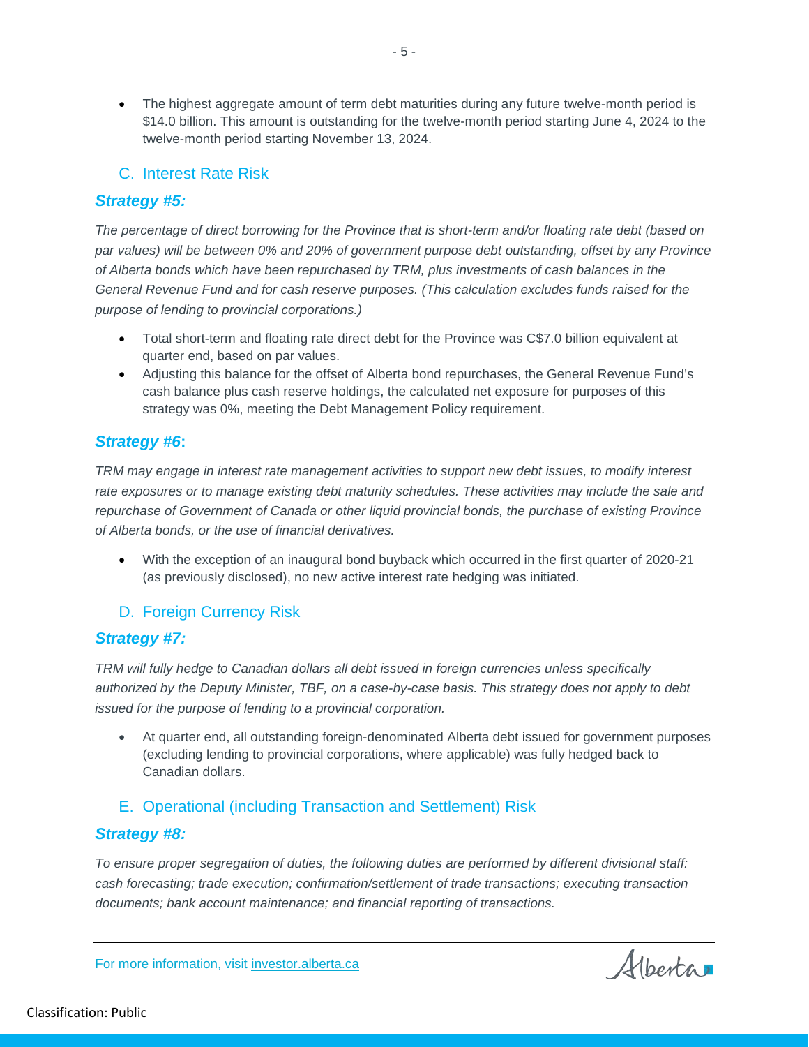- The highest aggregate amount of term debt maturities during any future twelve-month period is $14.0 billion. This amount is outstanding for the twelve-month period starting June 4, 2024 to the twelve-month period starting November 13, 2024.

## C. Interest Rate Risk

### *Strategy #5:*

*The percentage of direct borrowing for the Province that is short-term and/or floating rate debt (based on par values) will be between 0% and 20% of government purpose debt outstanding, offset by any Province of Alberta bonds which have been repurchased by TRM, plus investments of cash balances in the General Revenue Fund and for cash reserve purposes. (This calculation excludes funds raised for the purpose of lending to provincial corporations.)*

- Total short-term and floating rate direct debt for the Province was C$7.0 billion equivalent at quarter end, based on par values.
- Adjusting this balance for the offset of Alberta bond repurchases, the General Revenue Fund's cash balance plus cash reserve holdings, the calculated net exposure for purposes of this strategy was 0%, meeting the Debt Management Policy requirement.

### *Strategy #6*:

*TRM may engage in interest rate management activities to support new debt issues, to modify interest rate exposures or to manage existing debt maturity schedules. These activities may include the sale and repurchase of Government of Canada or other liquid provincial bonds, the purchase of existing Province of Alberta bonds, or the use of financial derivatives.*

- With the exception of an inaugural bond buyback which occurred in the first quarter of 2020-21 (as previously disclosed), no new active interest rate hedging was initiated.

## D. Foreign Currency Risk

### *Strategy #7:*

*TRM will fully hedge to Canadian dollars all debt issued in foreign currencies unless specifically authorized by the Deputy Minister, TBF, on a case-by-case basis. This strategy does not apply to debt issued for the purpose of lending to a provincial corporation.*

- At quarter end, all outstanding foreign-denominated Alberta debt issued for government purposes (excluding lending to provincial corporations, where applicable) was fully hedged back to Canadian dollars.

## E. Operational (including Transaction and Settlement) Risk

### *Strategy #8:*

*To ensure proper segregation of duties, the following duties are performed by different divisional staff: cash forecasting; trade execution; confirmation/settlement of trade transactions; executing transaction documents; bank account maintenance; and financial reporting of transactions.*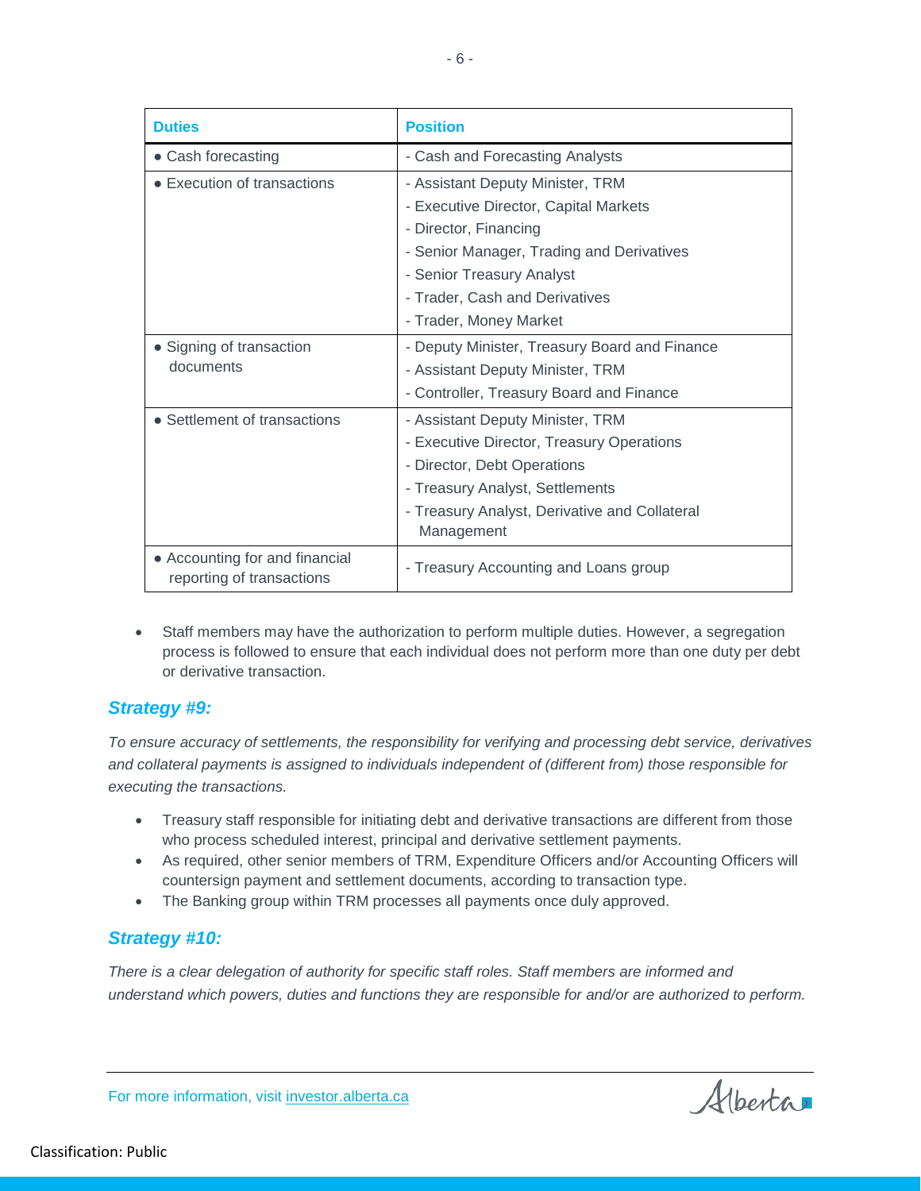| Duties | Position |
| --- | --- |
| • Cash forecasting | - Cash and Forecasting Analysts |
| • Execution of transactions | - Assistant Deputy Minister, TRM<br>- Executive Director, Capital Markets<br>- Director, Financing<br>- Senior Manager, Trading and Derivatives<br>- Senior Treasury Analyst<br>- Trader, Cash and Derivatives<br>- Trader, Money Market |
| • Signing of transaction documents | - Deputy Minister, Treasury Board and Finance<br>- Assistant Deputy Minister, TRM<br>- Controller, Treasury Board and Finance |
| • Settlement of transactions | - Assistant Deputy Minister, TRM<br>- Executive Director, Treasury Operations<br>- Director, Debt Operations<br>- Treasury Analyst, Settlements<br>- Treasury Analyst, Derivative and Collateral Management |
| • Accounting for and financial reporting of transactions | - Treasury Accounting and Loans group |

- Staff members may have the authorization to perform multiple duties. However, a segregation process is followed to ensure that each individual does not perform more than one duty per debt or derivative transaction.

### *Strategy #9:*

*To ensure accuracy of settlements, the responsibility for verifying and processing debt service, derivatives and collateral payments is assigned to individuals independent of (different from) those responsible for executing the transactions.*

- Treasury staff responsible for initiating debt and derivative transactions are different from those who process scheduled interest, principal and derivative settlement payments.
- As required, other senior members of TRM, Expenditure Officers and/or Accounting Officers will countersign payment and settlement documents, according to transaction type.
- The Banking group within TRM processes all payments once duly approved.

### *Strategy #10:*

*There is a clear delegation of authority for specific staff roles. Staff members are informed and understand which powers, duties and functions they are responsible for and/or are authorized to perform.*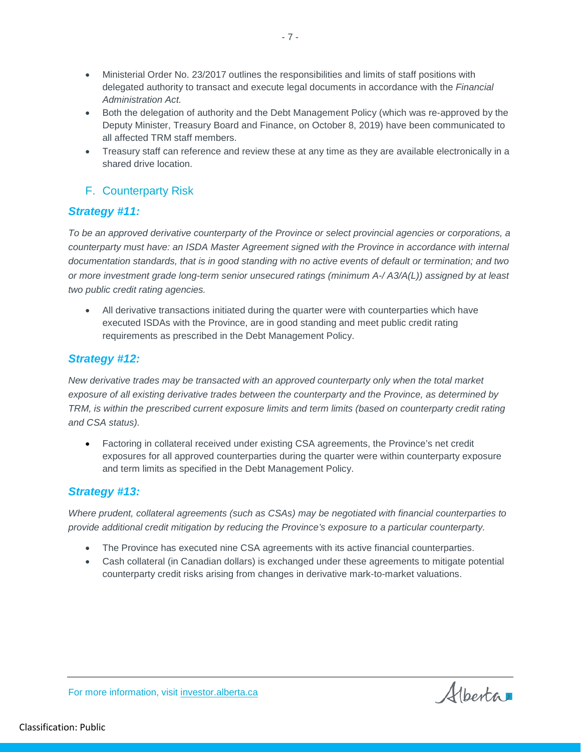- Ministerial Order No. 23/2017 outlines the responsibilities and limits of staff positions with delegated authority to transact and execute legal documents in accordance with the *Financial Administration Act.*
- Both the delegation of authority and the Debt Management Policy (which was re-approved by the Deputy Minister, Treasury Board and Finance, on October 8, 2019) have been communicated to all affected TRM staff members.
- Treasury staff can reference and review these at any time as they are available electronically in a shared drive location.

## F. Counterparty Risk

### *Strategy #11:*

*To be an approved derivative counterparty of the Province or select provincial agencies or corporations, a counterparty must have: an ISDA Master Agreement signed with the Province in accordance with internal documentation standards, that is in good standing with no active events of default or termination; and two or more investment grade long-term senior unsecured ratings (minimum A-/ A3/A(L)) assigned by at least two public credit rating agencies.*

- All derivative transactions initiated during the quarter were with counterparties which have executed ISDAs with the Province, are in good standing and meet public credit rating requirements as prescribed in the Debt Management Policy.

### *Strategy #12:*

*New derivative trades may be transacted with an approved counterparty only when the total market exposure of all existing derivative trades between the counterparty and the Province, as determined by TRM, is within the prescribed current exposure limits and term limits (based on counterparty credit rating and CSA status).*

- Factoring in collateral received under existing CSA agreements, the Province's net credit exposures for all approved counterparties during the quarter were within counterparty exposure and term limits as specified in the Debt Management Policy.

### *Strategy #13:*

*Where prudent, collateral agreements (such as CSAs) may be negotiated with financial counterparties to provide additional credit mitigation by reducing the Province's exposure to a particular counterparty.*

- The Province has executed nine CSA agreements with its active financial counterparties.
- Cash collateral (in Canadian dollars) is exchanged under these agreements to mitigate potential counterparty credit risks arising from changes in derivative mark-to-market valuations.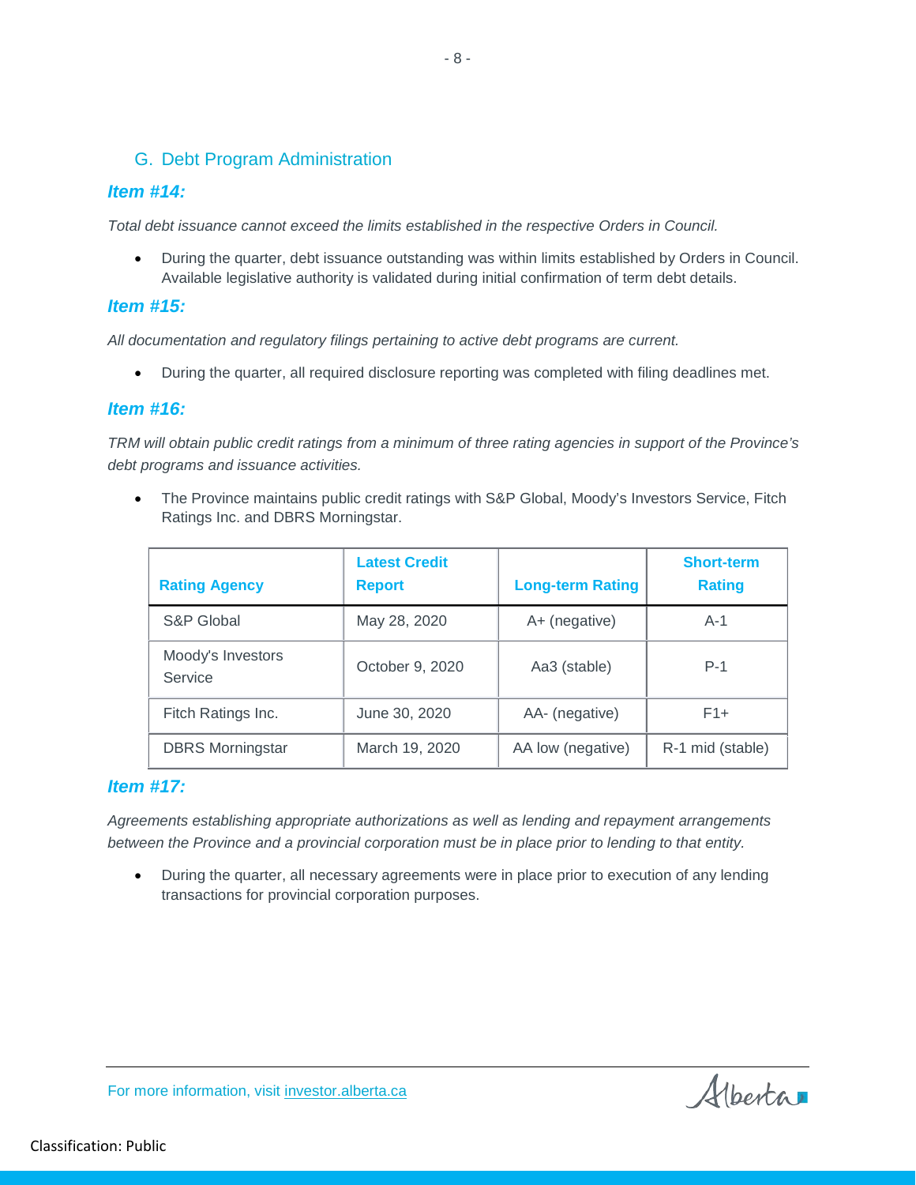## G. Debt Program Administration

### *Item #14:*

*Total debt issuance cannot exceed the limits established in the respective Orders in Council.*

- During the quarter, debt issuance outstanding was within limits established by Orders in Council. Available legislative authority is validated during initial confirmation of term debt details.

### *Item #15:*

*All documentation and regulatory filings pertaining to active debt programs are current.*

- During the quarter, all required disclosure reporting was completed with filing deadlines met.

### *Item #16:*

*TRM will obtain public credit ratings from a minimum of three rating agencies in support of the Province's debt programs and issuance activities.*

- The Province maintains public credit ratings with S&P Global, Moody's Investors Service, Fitch Ratings Inc. and DBRS Morningstar.

| Rating Agency | Latest Credit Report | Long-term Rating | Short-term Rating |
|---|---|---|---|
| S&P Global | May 28, 2020 | A+ (negative) | A-1 |
| Moody's Investors Service | October 9, 2020 | Aa3 (stable) | P-1 |
| Fitch Ratings Inc. | June 30, 2020 | AA- (negative) | F1+ |
| DBRS Morningstar | March 19, 2020 | AA low (negative) | R-1 mid (stable) |

### *Item #17:*

*Agreements establishing appropriate authorizations as well as lending and repayment arrangements between the Province and a provincial corporation must be in place prior to lending to that entity.*

- During the quarter, all necessary agreements were in place prior to execution of any lending transactions for provincial corporation purposes.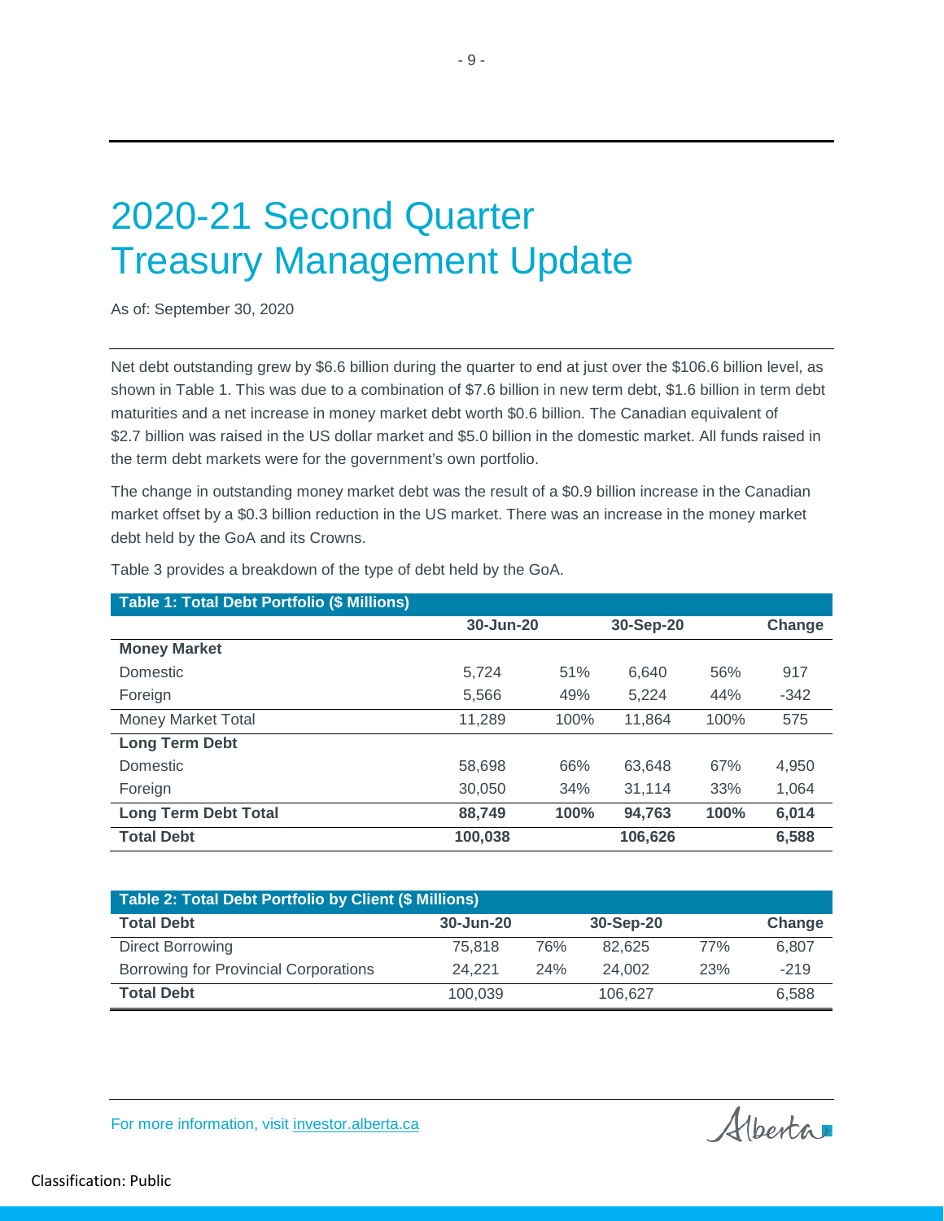# 2020-21 Second Quarter Treasury Management Update

As of: September 30, 2020

Net debt outstanding grew by $6.6 billion during the quarter to end at just over the $106.6 billion level, as shown in Table 1. This was due to a combination of $7.6 billion in new term debt, $1.6 billion in term debt maturities and a net increase in money market debt worth $0.6 billion. The Canadian equivalent of $2.7 billion was raised in the US dollar market and $5.0 billion in the domestic market. All funds raised in the term debt markets were for the government's own portfolio.

The change in outstanding money market debt was the result of a $0.9 billion increase in the Canadian market offset by a $0.3 billion reduction in the US market. There was an increase in the money market debt held by the GoA and its Crowns.

Table 3 provides a breakdown of the type of debt held by the GoA.

| Table 1: Total Debt Portfolio ($ Millions) | | | | | |
|---|---|---|---|---|---|
| | 30-Jun-20 | | 30-Sep-20 | | Change |
| **Money Market** | | | | | |
| Domestic | 5,724 | 51% | 6,640 | 56% | 917 |
| Foreign | 5,566 | 49% | 5,224 | 44% | -342 |
| Money Market Total | 11,289 | 100% | 11,864 | 100% | 575 |
| **Long Term Debt** | | | | | |
| Domestic | 58,698 | 66% | 63,648 | 67% | 4,950 |
| Foreign | 30,050 | 34% | 31,114 | 33% | 1,064 |
| **Long Term Debt Total** | **88,749** | **100%** | **94,763** | **100%** | **6,014** |
| **Total Debt** | **100,038** | | **106,626** | | **6,588** |

| Table 2: Total Debt Portfolio by Client ($ Millions) | | | | | |
|---|---|---|---|---|---|
| **Total Debt** | **30-Jun-20** | | **30-Sep-20** | | **Change** |
| Direct Borrowing | 75,818 | 76% | 82,625 | 77% | 6,807 |
| Borrowing for Provincial Corporations | 24,221 | 24% | 24,002 | 23% | -219 |
| **Total Debt** | 100,039 | | 106,627 | | 6,588 |

For more information, visit investor.alberta.ca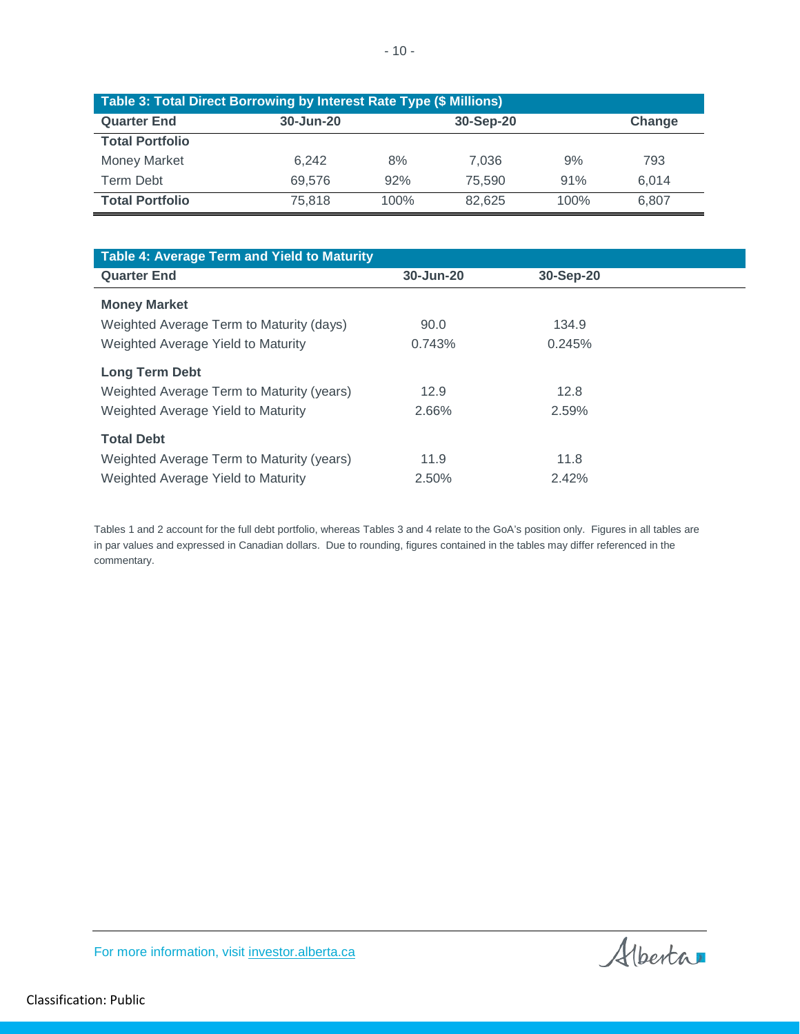**Table 3: Total Direct Borrowing by Interest Rate Type ($ Millions)**

| Quarter End | 30-Jun-20 | | 30-Sep-20 | | Change |
|---|---|---|---|---|---|
| **Total Portfolio** | | | | | |
| Money Market | 6,242 | 8% | 7,036 | 9% | 793 |
| Term Debt | 69,576 | 92% | 75,590 | 91% | 6,014 |
| **Total Portfolio** | 75,818 | 100% | 82,625 | 100% | 6,807 |

**Table 4: Average Term and Yield to Maturity**

| Quarter End | 30-Jun-20 | 30-Sep-20 |
|---|---|---|
| **Money Market** | | |
| Weighted Average Term to Maturity (days) | 90.0 | 134.9 |
| Weighted Average Yield to Maturity | 0.743% | 0.245% |
| **Long Term Debt** | | |
| Weighted Average Term to Maturity (years) | 12.9 | 12.8 |
| Weighted Average Yield to Maturity | 2.66% | 2.59% |
| **Total Debt** | | |
| Weighted Average Term to Maturity (years) | 11.9 | 11.8 |
| Weighted Average Yield to Maturity | 2.50% | 2.42% |

Tables 1 and 2 account for the full debt portfolio, whereas Tables 3 and 4 relate to the GoA's position only. Figures in all tables are in par values and expressed in Canadian dollars. Due to rounding, figures contained in the tables may differ referenced in the commentary.

For more information, visit investor.alberta.ca

Classification: Public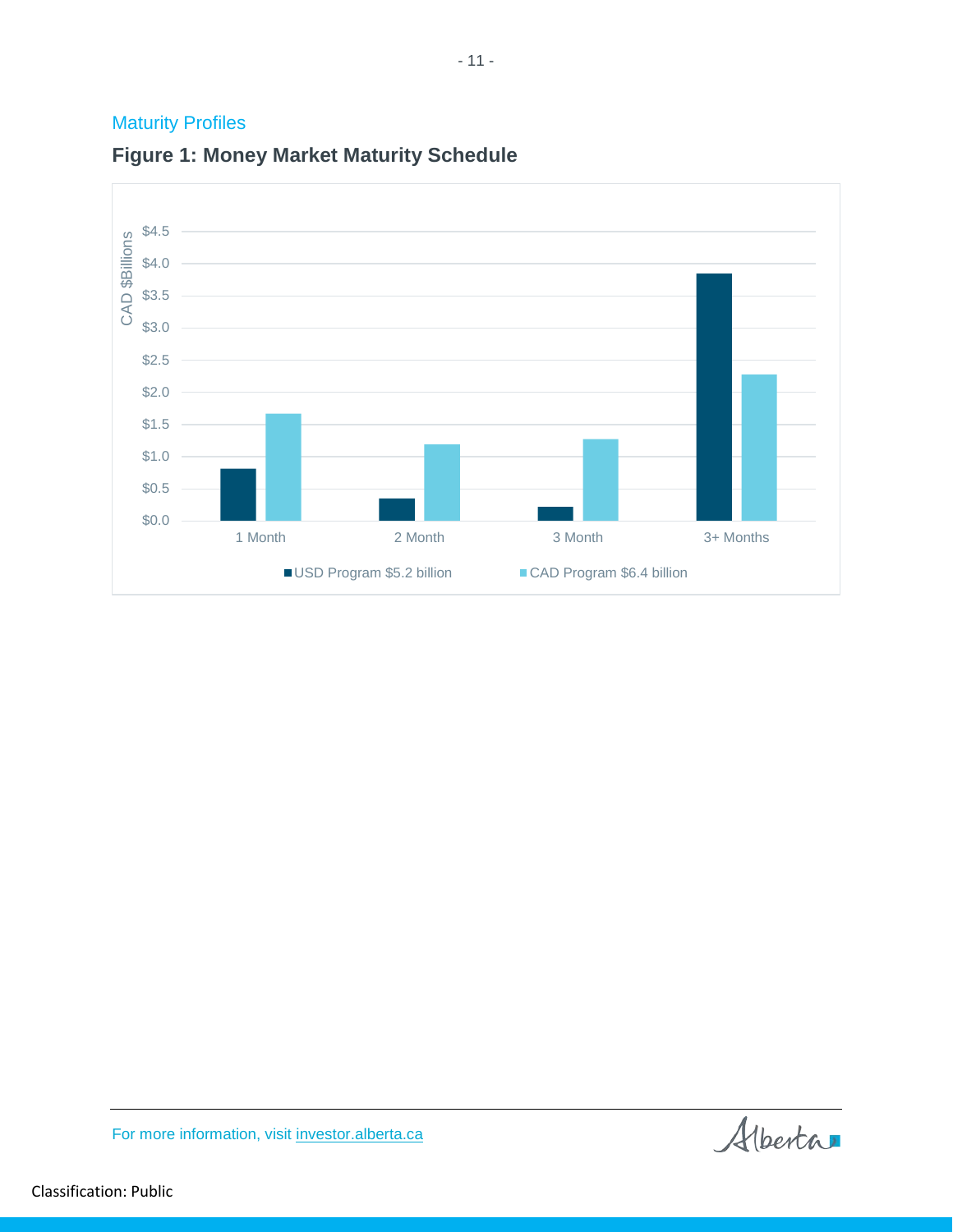## Maturity Profiles

### Figure 1: Money Market Maturity Schedule

CAD $Billions

| | 1 Month | 2 Month | 3 Month | 3+ Months |
|---|---|---|---|---|
| USD Program $5.2 billion | | | | |
| CAD Program $6.4 billion | | | | |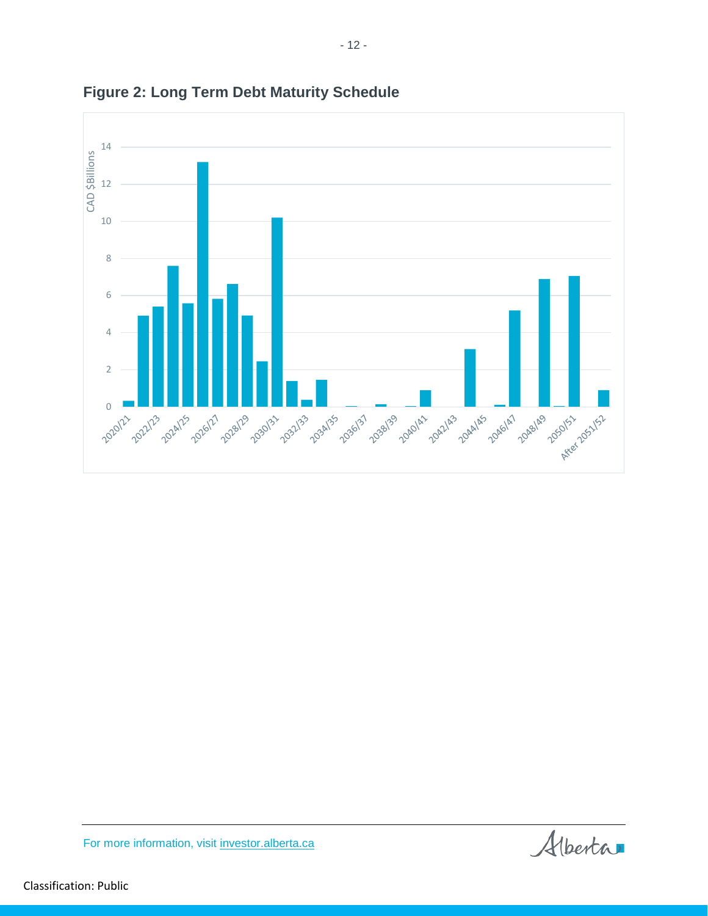**Figure 2: Long Term Debt Maturity Schedule**

For more information, visit [investor.alberta.ca](investor.alberta.ca)

Classification: Public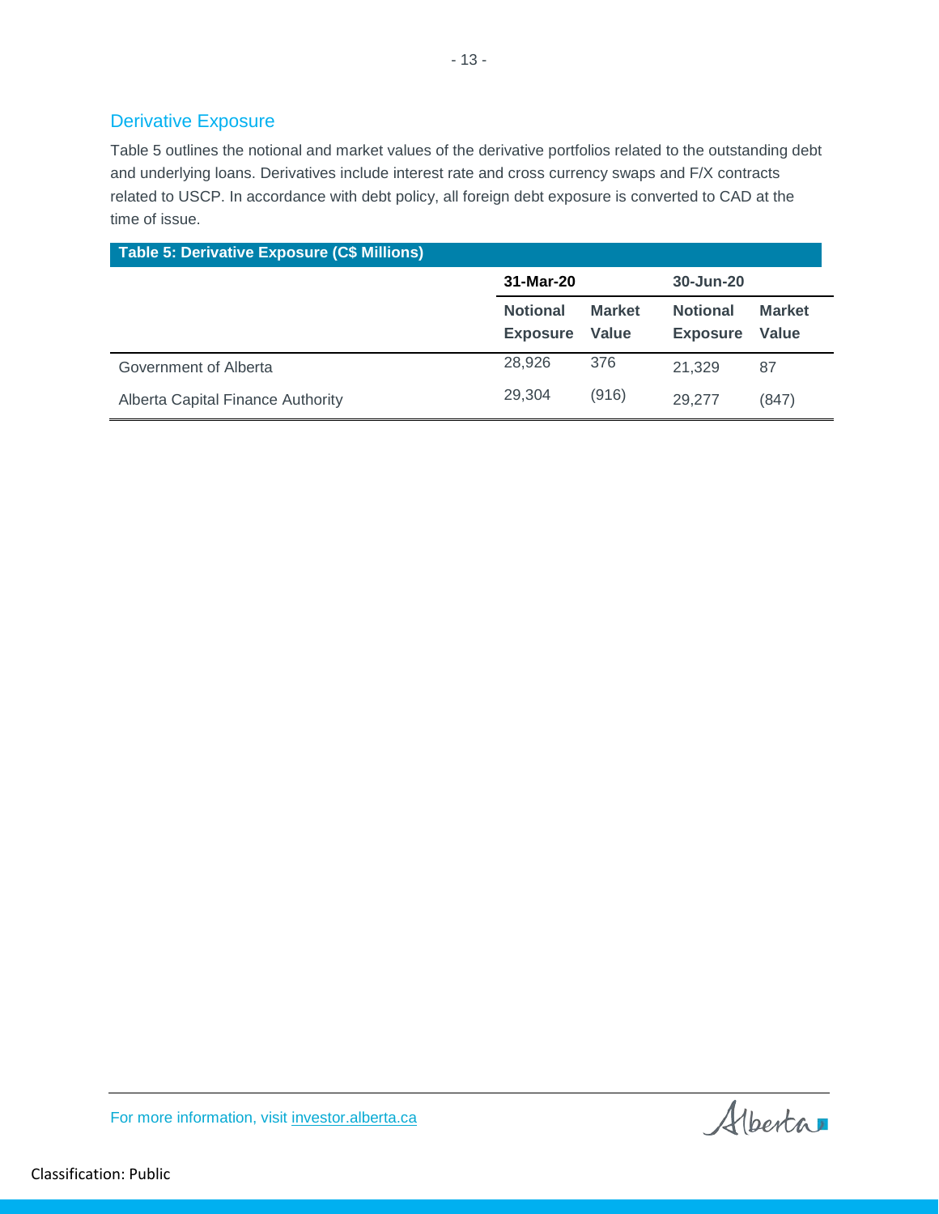## Derivative Exposure

Table 5 outlines the notional and market values of the derivative portfolios related to the outstanding debt and underlying loans. Derivatives include interest rate and cross currency swaps and F/X contracts related to USCP. In accordance with debt policy, all foreign debt exposure is converted to CAD at the time of issue.

**Table 5: Derivative Exposure (C$ Millions)**

| | 31-Mar-20 | | 30-Jun-20 | |
|---|---|---|---|---|
| | Notional Exposure | Market Value | Notional Exposure | Market Value |
| Government of Alberta | 28,926 | 376 | 21,329 | 87 |
| Alberta Capital Finance Authority | 29,304 | (916) | 29,277 | (847) |

For more information, visit investor.alberta.ca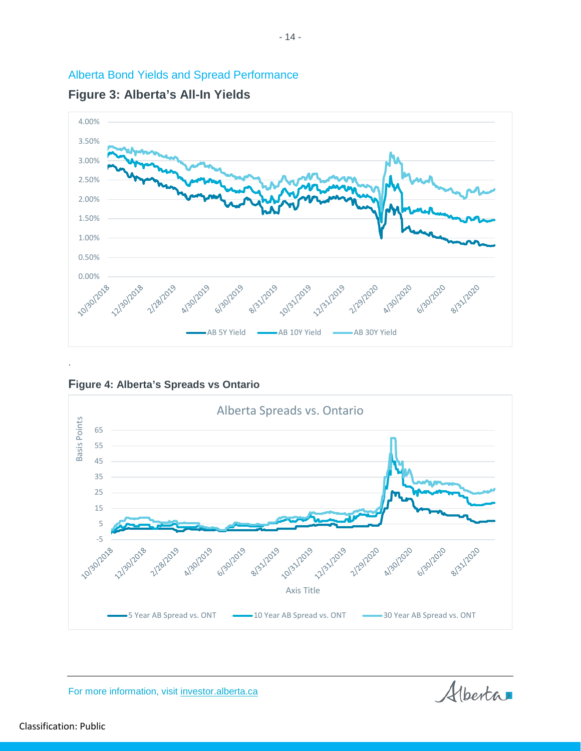## Alberta Bond Yields and Spread Performance

### Figure 3: Alberta's All-In Yields

### Figure 4: Alberta's Spreads vs Ontario

For more information, visit [investor.alberta.ca](investor.alberta.ca)

Classification: Public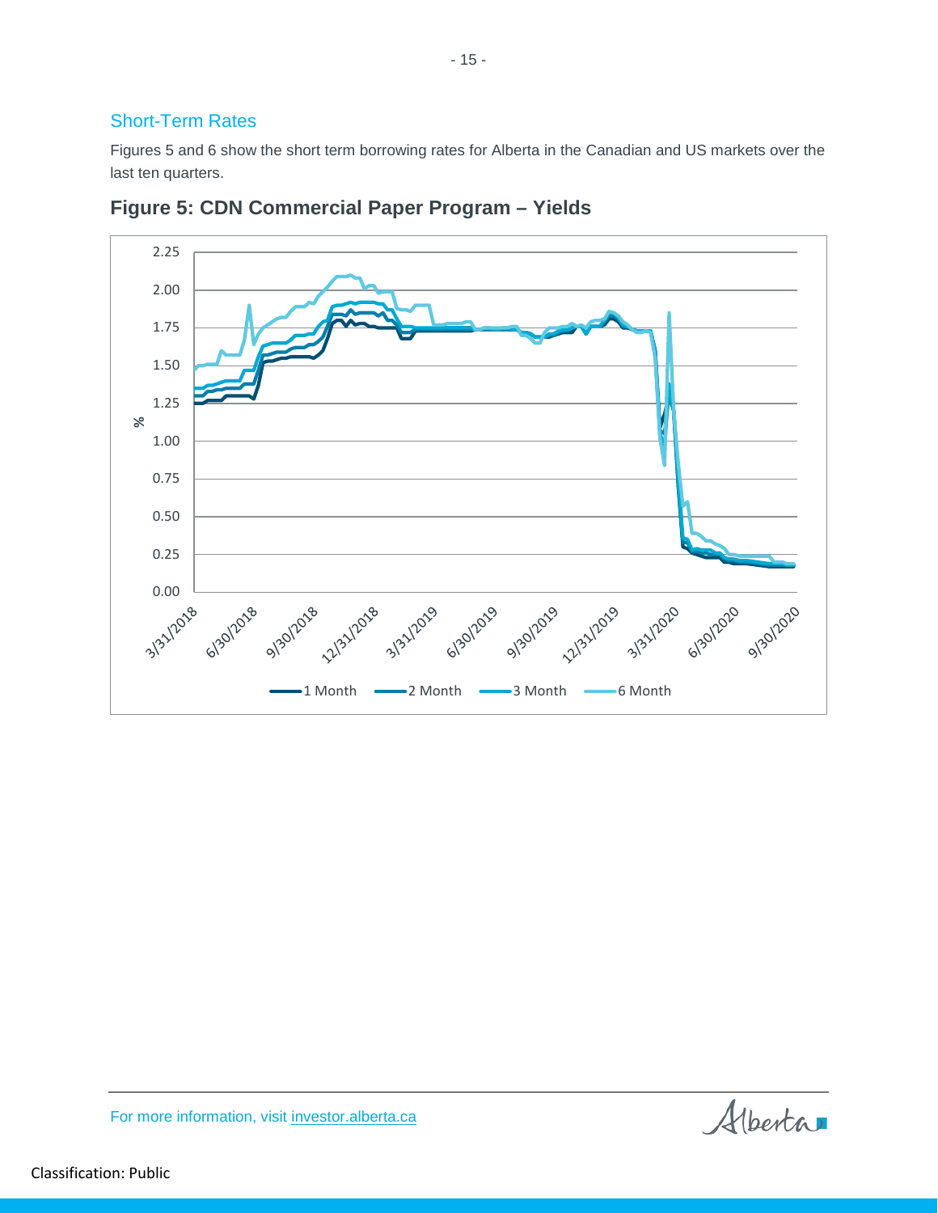## Short-Term Rates

Figures 5 and 6 show the short term borrowing rates for Alberta in the Canadian and US markets over the last ten quarters.

### Figure 5: CDN Commercial Paper Program – Yields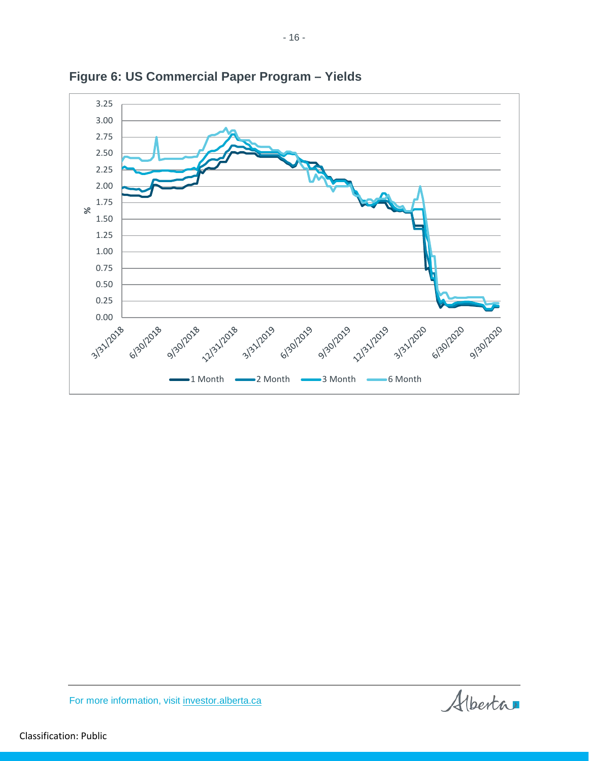## Figure 6: US Commercial Paper Program – Yields

For more information, visit [investor.alberta.ca](investor.alberta.ca)

Classification: Public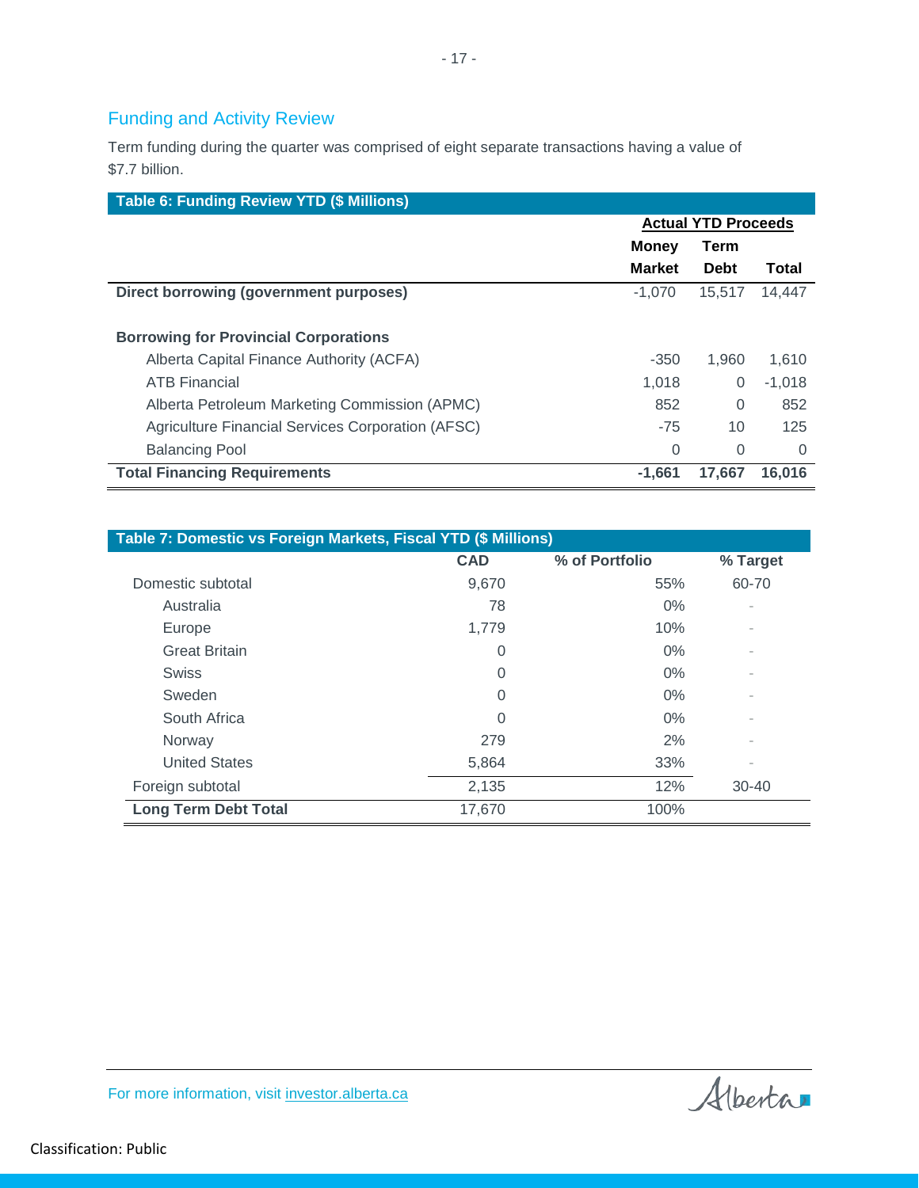## Funding and Activity Review

Term funding during the quarter was comprised of eight separate transactions having a value of $7.7 billion.

**Table 6: Funding Review YTD ($ Millions)**

| | Actual YTD Proceeds | | |
|---|---|---|---|
| | **Money Market** | **Term Debt** | **Total** |
| **Direct borrowing (government purposes)** | -1,070 | 15,517 | 14,447 |
| **Borrowing for Provincial Corporations** | | | |
| Alberta Capital Finance Authority (ACFA) | -350 | 1,960 | 1,610 |
| ATB Financial | 1,018 | 0 | -1,018 |
| Alberta Petroleum Marketing Commission (APMC) | 852 | 0 | 852 |
| Agriculture Financial Services Corporation (AFSC) | -75 | 10 | 125 |
| Balancing Pool | 0 | 0 | 0 |
| **Total Financing Requirements** | **-1,661** | **17,667** | **16,016** |

**Table 7: Domestic vs Foreign Markets, Fiscal YTD ($ Millions)**

| | CAD | % of Portfolio | % Target |
|---|---|---|---|
| Domestic subtotal | 9,670 | 55% | 60-70 |
| Australia | 78 | 0% | - |
| Europe | 1,779 | 10% | - |
| Great Britain | 0 | 0% | - |
| Swiss | 0 | 0% | - |
| Sweden | 0 | 0% | - |
| South Africa | 0 | 0% | - |
| Norway | 279 | 2% | - |
| United States | 5,864 | 33% | - |
| Foreign subtotal | 2,135 | 12% | 30-40 |
| **Long Term Debt Total** | 17,670 | 100% | |

For more information, visit investor.alberta.ca

Classification: Public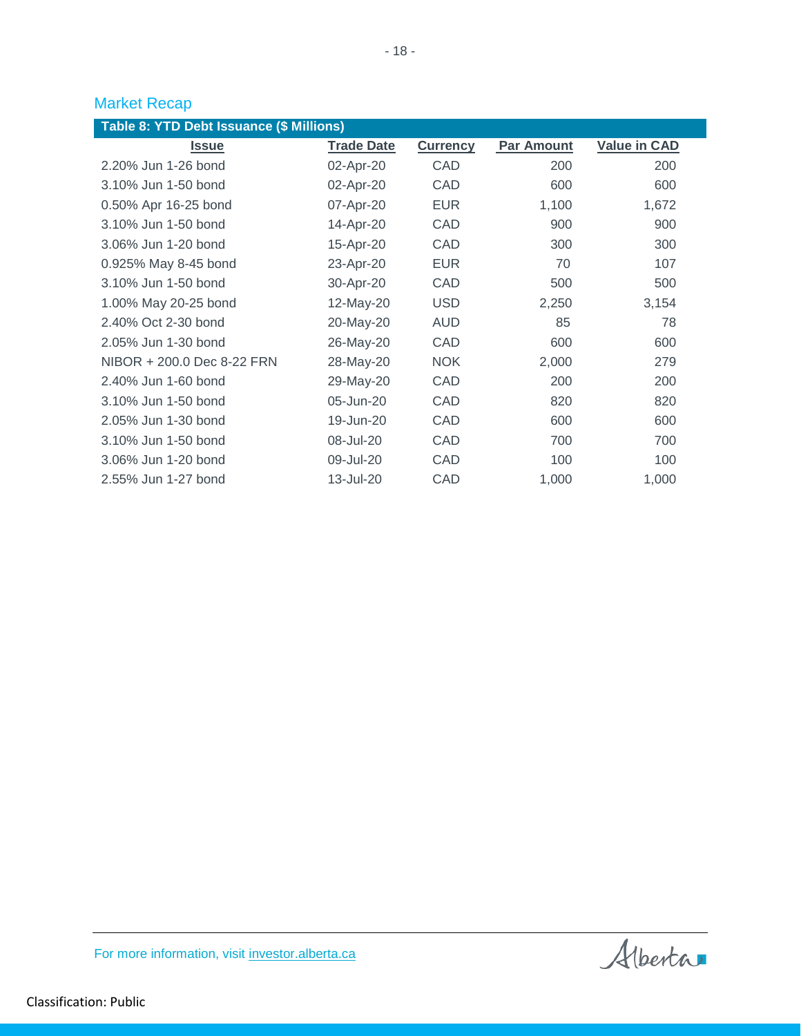## Market Recap

**Table 8: YTD Debt Issuance ($ Millions)**

| Issue | Trade Date | Currency | Par Amount | Value in CAD |
|---|---|---|---|---|
| 2.20% Jun 1-26 bond | 02-Apr-20 | CAD | 200 | 200 |
| 3.10% Jun 1-50 bond | 02-Apr-20 | CAD | 600 | 600 |
| 0.50% Apr 16-25 bond | 07-Apr-20 | EUR | 1,100 | 1,672 |
| 3.10% Jun 1-50 bond | 14-Apr-20 | CAD | 900 | 900 |
| 3.06% Jun 1-20 bond | 15-Apr-20 | CAD | 300 | 300 |
| 0.925% May 8-45 bond | 23-Apr-20 | EUR | 70 | 107 |
| 3.10% Jun 1-50 bond | 30-Apr-20 | CAD | 500 | 500 |
| 1.00% May 20-25 bond | 12-May-20 | USD | 2,250 | 3,154 |
| 2.40% Oct 2-30 bond | 20-May-20 | AUD | 85 | 78 |
| 2.05% Jun 1-30 bond | 26-May-20 | CAD | 600 | 600 |
| NIBOR + 200.0 Dec 8-22 FRN | 28-May-20 | NOK | 2,000 | 279 |
| 2.40% Jun 1-60 bond | 29-May-20 | CAD | 200 | 200 |
| 3.10% Jun 1-50 bond | 05-Jun-20 | CAD | 820 | 820 |
| 2.05% Jun 1-30 bond | 19-Jun-20 | CAD | 600 | 600 |
| 3.10% Jun 1-50 bond | 08-Jul-20 | CAD | 700 | 700 |
| 3.06% Jun 1-20 bond | 09-Jul-20 | CAD | 100 | 100 |
| 2.55% Jun 1-27 bond | 13-Jul-20 | CAD | 1,000 | 1,000 |

For more information, visit investor.alberta.ca

Classification: Public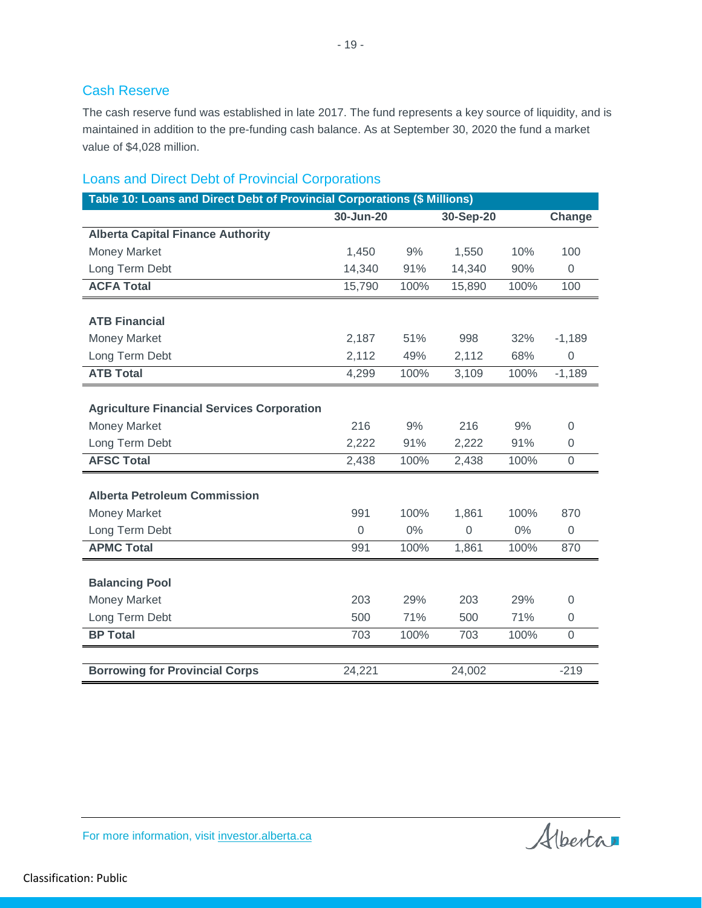## Cash Reserve

The cash reserve fund was established in late 2017. The fund represents a key source of liquidity, and is maintained in addition to the pre-funding cash balance. As at September 30, 2020 the fund a market value of $4,028 million.

## Loans and Direct Debt of Provincial Corporations

**Table 10: Loans and Direct Debt of Provincial Corporations ($ Millions)**

| | 30-Jun-20 | | 30-Sep-20 | | Change |
|---|---|---|---|---|---|
| **Alberta Capital Finance Authority** | | | | | |
| Money Market | 1,450 | 9% | 1,550 | 10% | 100 |
| Long Term Debt | 14,340 | 91% | 14,340 | 90% | 0 |
| **ACFA Total** | 15,790 | 100% | 15,890 | 100% | 100 |
| | | | | | |
| **ATB Financial** | | | | | |
| Money Market | 2,187 | 51% | 998 | 32% | -1,189 |
| Long Term Debt | 2,112 | 49% | 2,112 | 68% | 0 |
| **ATB Total** | 4,299 | 100% | 3,109 | 100% | -1,189 |
| | | | | | |
| **Agriculture Financial Services Corporation** | | | | | |
| Money Market | 216 | 9% | 216 | 9% | 0 |
| Long Term Debt | 2,222 | 91% | 2,222 | 91% | 0 |
| **AFSC Total** | 2,438 | 100% | 2,438 | 100% | 0 |
| | | | | | |
| **Alberta Petroleum Commission** | | | | | |
| Money Market | 991 | 100% | 1,861 | 100% | 870 |
| Long Term Debt | 0 | 0% | 0 | 0% | 0 |
| **APMC Total** | 991 | 100% | 1,861 | 100% | 870 |
| | | | | | |
| **Balancing Pool** | | | | | |
| Money Market | 203 | 29% | 203 | 29% | 0 |
| Long Term Debt | 500 | 71% | 500 | 71% | 0 |
| **BP Total** | 703 | 100% | 703 | 100% | 0 |
| | | | | | |
| **Borrowing for Provincial Corps** | 24,221 | | 24,002 | | -219 |

For more information, visit investor.alberta.ca

Classification: Public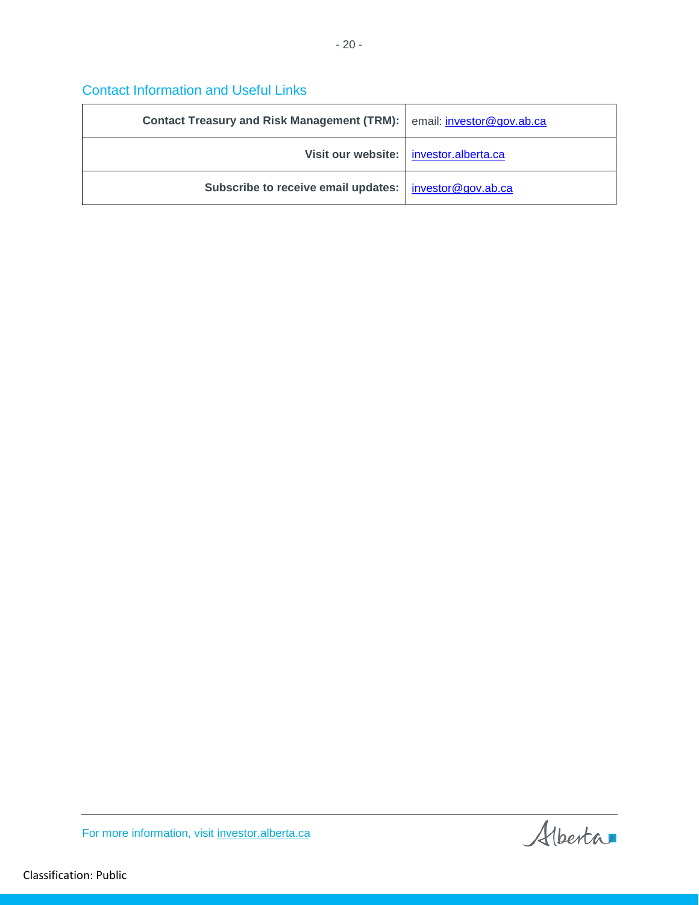## Contact Information and Useful Links

| | |
|---|---|
| **Contact Treasury and Risk Management (TRM):** | email: investor@gov.ab.ca |
| **Visit our website:** | investor.alberta.ca |
| **Subscribe to receive email updates:** | investor@gov.ab.ca |